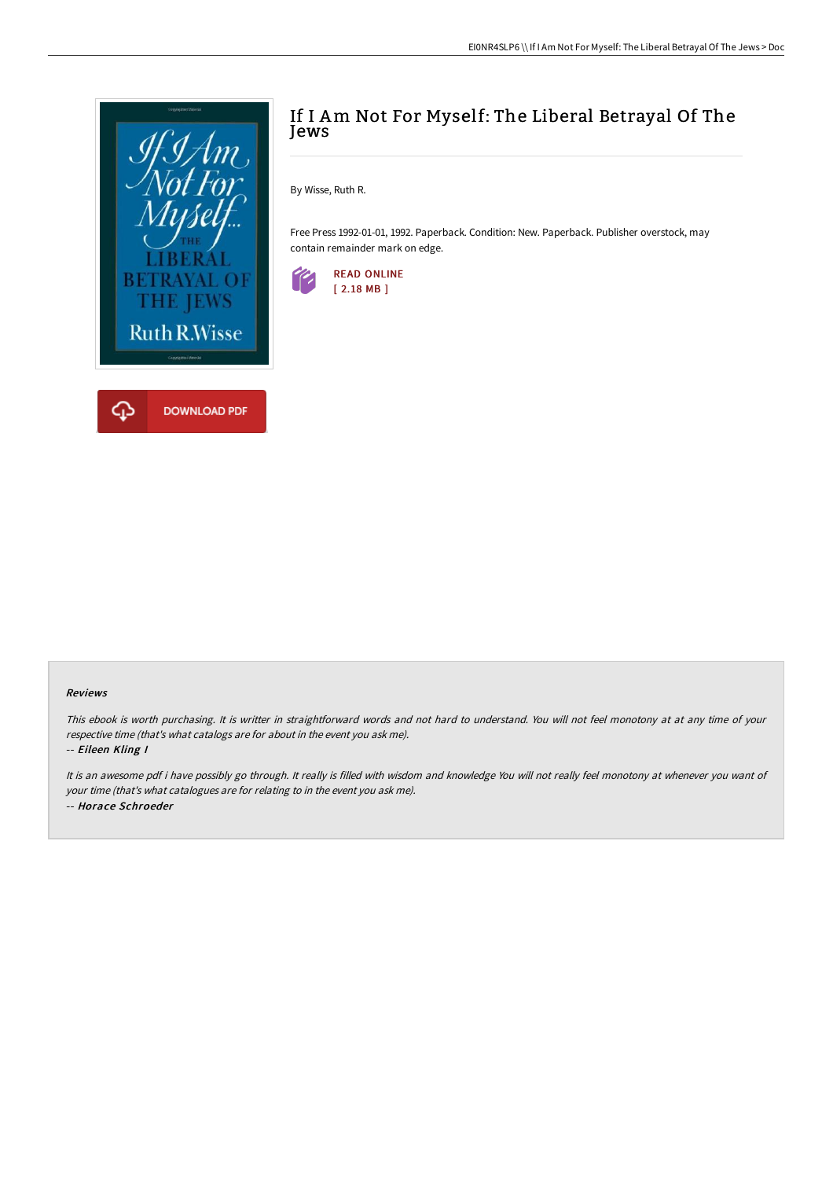# If I Am Not For Myself: The Liberal Betrayal Of The Jews

By Wisse, Ruth R.

Free Press 1992-01-01, 1992. Paperback. Condition: New. Paperback. Publisher overstock, may contain remainder mark on edge.

READ ONLINE
[ 2.18 MB ]

DOWNLOAD PDF

### Reviews

*This ebook is worth purchasing. It is writter in straightforward words and not hard to understand. You will not feel monotony at at any time of your respective time (that's what catalogs are for about in the event you ask me).*

*-- **Eileen Kling I***

*It is an awesome pdf i have possibly go through. It really is filled with wisdom and knowledge You will not really feel monotony at whenever you want of your time (that's what catalogues are for relating to in the event you ask me).*

*-- **Horace Schroeder***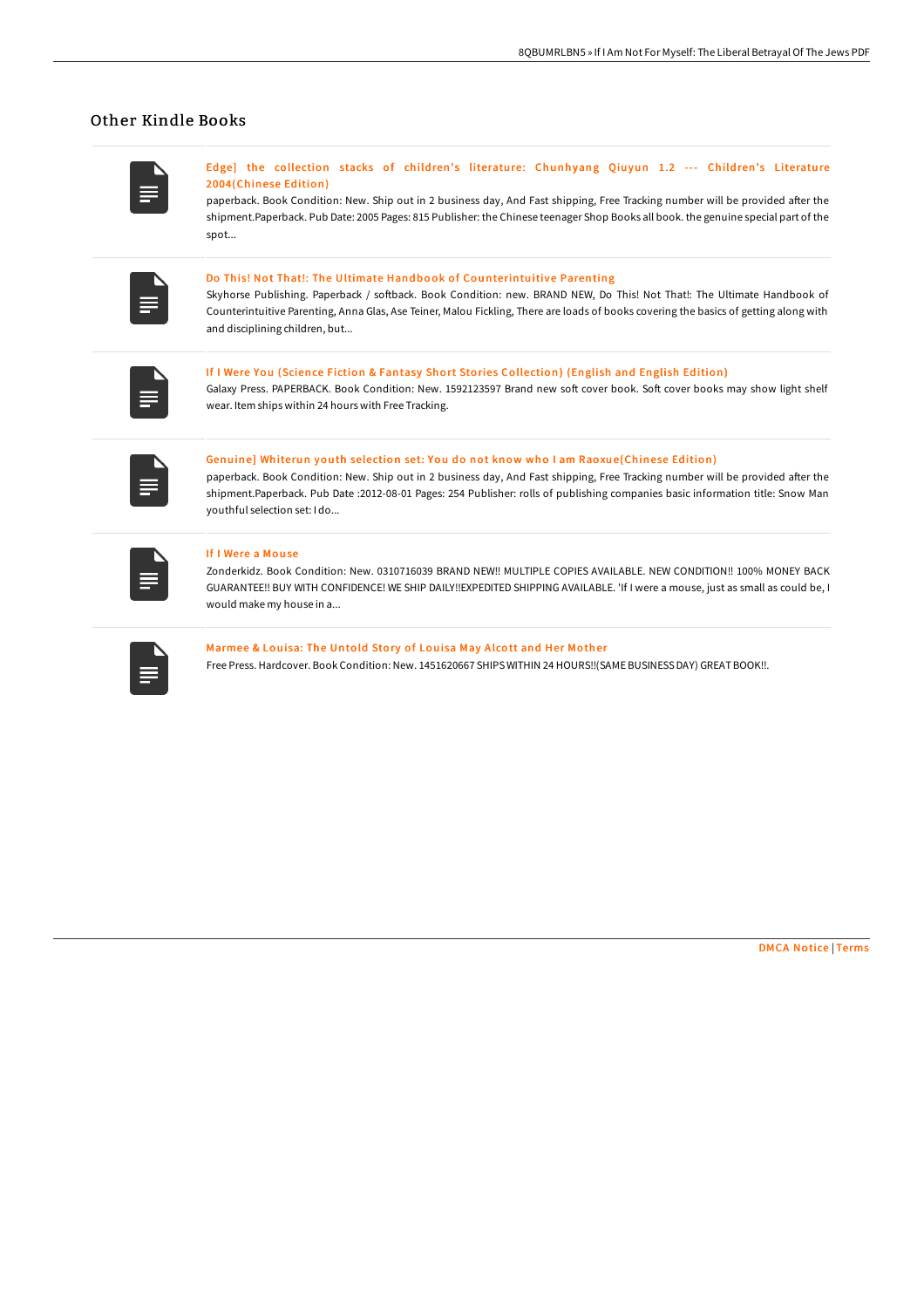## Other Kindle Books

### Edge] the collection stacks of children's literature: Chunhyang Qiuyun 1.2 --- Children's Literature 2004(Chinese Edition)

paperback. Book Condition: New. Ship out in 2 business day, And Fast shipping, Free Tracking number will be provided after the shipment.Paperback. Pub Date: 2005 Pages: 815 Publisher: the Chinese teenager Shop Books all book. the genuine special part of the spot...

### Do This! Not That!: The Ultimate Handbook of Counterintuitive Parenting

Skyhorse Publishing. Paperback / softback. Book Condition: new. BRAND NEW, Do This! Not That!: The Ultimate Handbook of Counterintuitive Parenting, Anna Glas, Ase Teiner, Malou Fickling, There are loads of books covering the basics of getting along with and disciplining children, but...

### If I Were You (Science Fiction & Fantasy Short Stories Collection) (English and English Edition)

Galaxy Press. PAPERBACK. Book Condition: New. 1592123597 Brand new soft cover book. Soft cover books may show light shelf wear. Item ships within 24 hours with Free Tracking.

### Genuine] Whiterun youth selection set: You do not know who I am Raoxue(Chinese Edition)

paperback. Book Condition: New. Ship out in 2 business day, And Fast shipping, Free Tracking number will be provided after the shipment.Paperback. Pub Date :2012-08-01 Pages: 254 Publisher: rolls of publishing companies basic information title: Snow Man youthful selection set: I do...

### If I Were a Mouse

Zonderkidz. Book Condition: New. 0310716039 BRAND NEW!! MULTIPLE COPIES AVAILABLE. NEW CONDITION!! 100% MONEY BACK GUARANTEE!! BUY WITH CONFIDENCE! WE SHIP DAILY!!EXPEDITED SHIPPING AVAILABLE. 'If I were a mouse, just as small as could be, I would make my house in a...

### Marmee & Louisa: The Untold Story of Louisa May Alcott and Her Mother

Free Press. Hardcover. Book Condition: New. 1451620667 SHIPS WITHIN 24 HOURS!!(SAME BUSINESS DAY) GREAT BOOK!!.

DMCA Notice | Terms